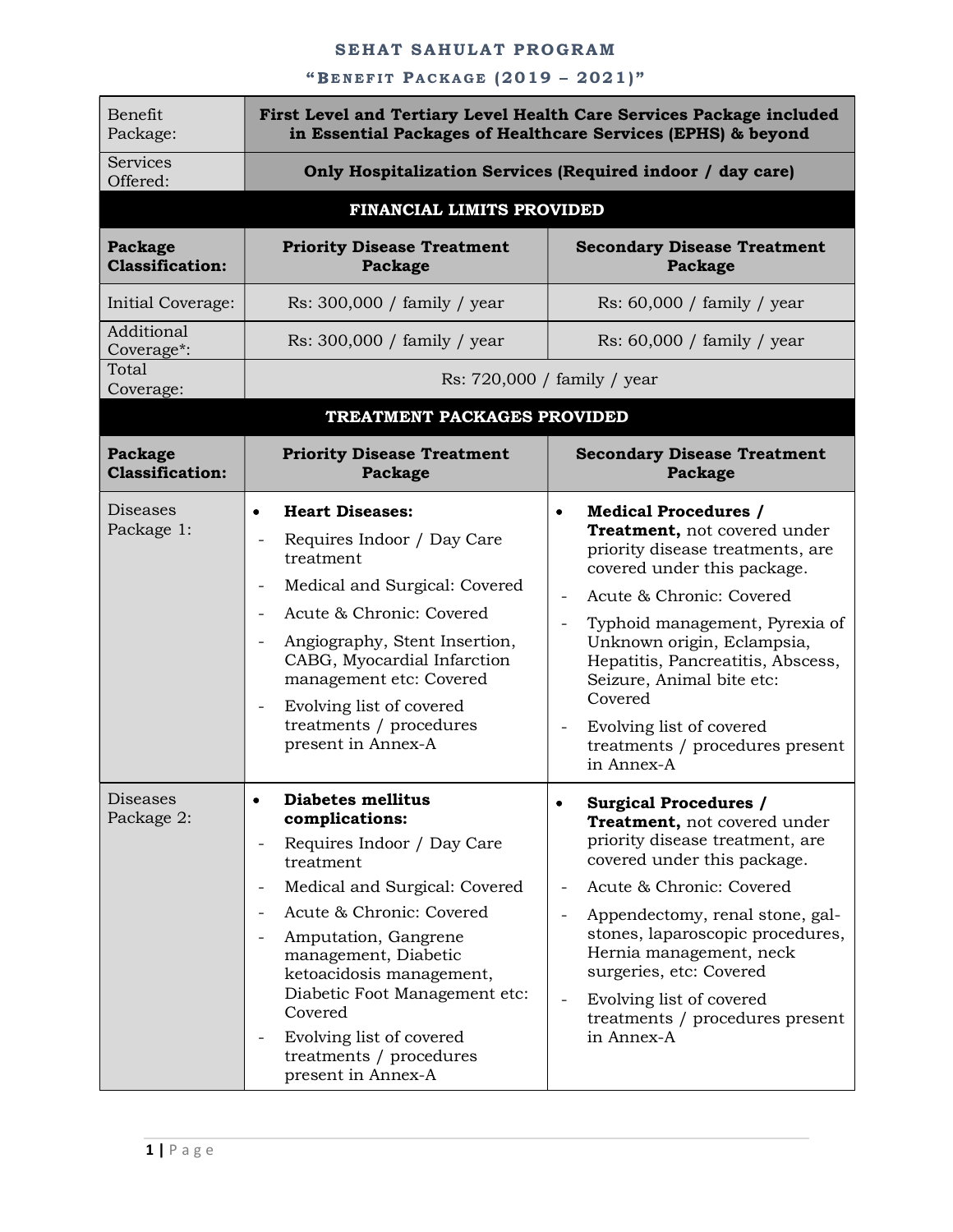# SEHAT SAHULAT PROGRAM

## "Benefit Package (2019 – 2021)"

| Benefit Package: | **First Level and Tertiary Level Health Care Services Package included in Essential Packages of Healthcare Services (EPHS) & beyond** | |
|---|---|---|
| Services Offered: | **Only Hospitalization Services (Required indoor / day care)** | |
| **FINANCIAL LIMITS PROVIDED** | | |
| **Package Classification:** | **Priority Disease Treatment Package** | **Secondary Disease Treatment Package** |
| Initial Coverage: | Rs: 300,000 / family / year | Rs: 60,000 / family / year |
| Additional Coverage*: | Rs: 300,000 / family / year | Rs: 60,000 / family / year |
| Total Coverage: | Rs: 720,000 / family / year | |
| **TREATMENT PACKAGES PROVIDED** | | |
| **Package Classification:** | **Priority Disease Treatment Package** | **Secondary Disease Treatment Package** |
| Diseases Package 1: | • **Heart Diseases:**<br>- Requires Indoor / Day Care treatment<br>- Medical and Surgical: Covered<br>- Acute & Chronic: Covered<br>- Angiography, Stent Insertion, CABG, Myocardial Infarction management etc: Covered<br>- Evolving list of covered treatments / procedures present in Annex-A | • **Medical Procedures / Treatment,** not covered under priority disease treatments, are covered under this package.<br>- Acute & Chronic: Covered<br>- Typhoid management, Pyrexia of Unknown origin, Eclampsia, Hepatitis, Pancreatitis, Abscess, Seizure, Animal bite etc: Covered<br>- Evolving list of covered treatments / procedures present in Annex-A |
| Diseases Package 2: | • **Diabetes mellitus complications:**<br>- Requires Indoor / Day Care treatment<br>- Medical and Surgical: Covered<br>- Acute & Chronic: Covered<br>- Amputation, Gangrene management, Diabetic ketoacidosis management, Diabetic Foot Management etc: Covered<br>- Evolving list of covered treatments / procedures present in Annex-A | • **Surgical Procedures / Treatment,** not covered under priority disease treatment, are covered under this package.<br>- Acute & Chronic: Covered<br>- Appendectomy, renal stone, gal-stones, laparoscopic procedures, Hernia management, neck surgeries, etc: Covered<br>- Evolving list of covered treatments / procedures present in Annex-A |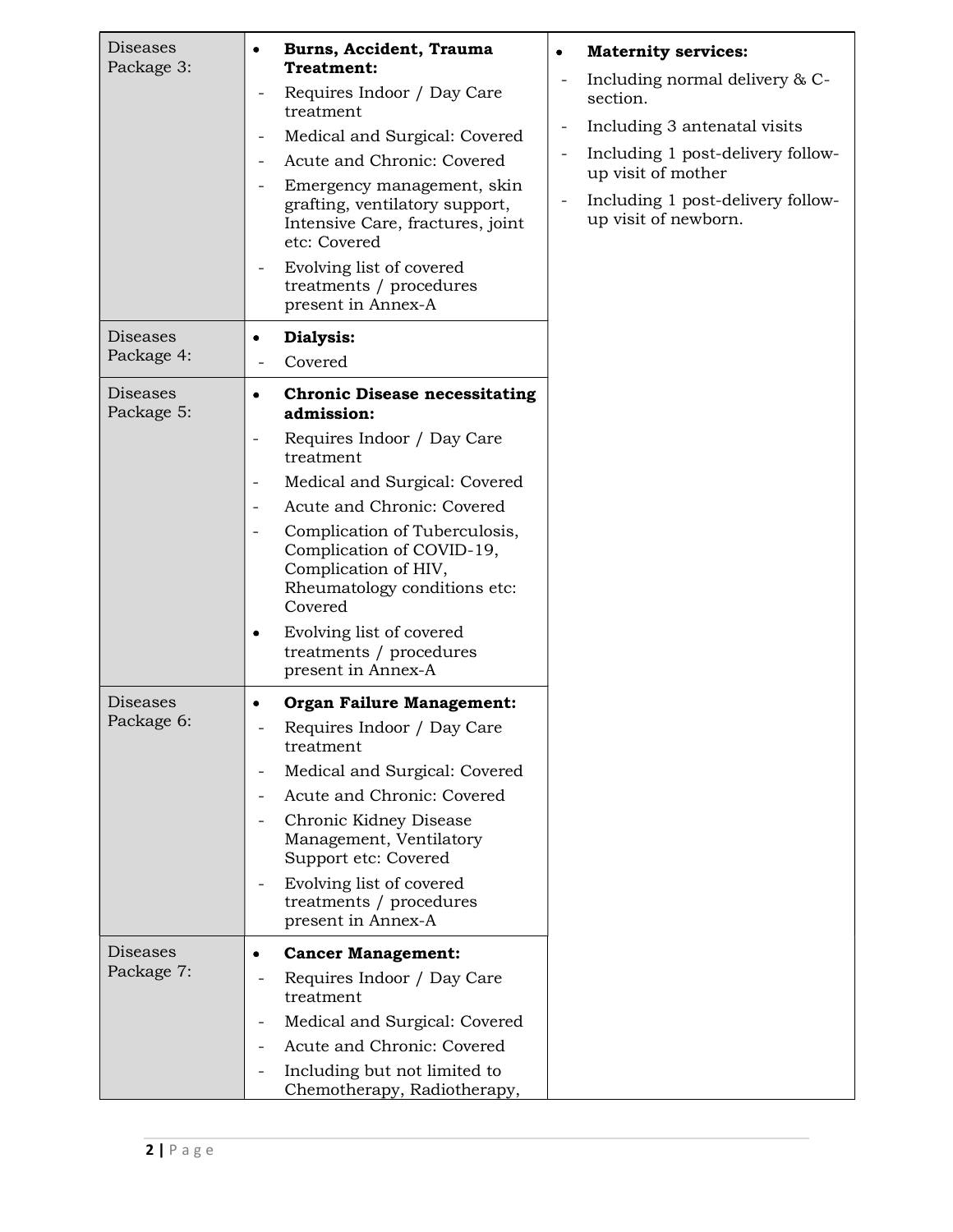| | | |
|---|---|---|
| Diseases Package 3: | • **Burns, Accident, Trauma Treatment:**<br>- Requires Indoor / Day Care treatment<br>- Medical and Surgical: Covered<br>- Acute and Chronic: Covered<br>- Emergency management, skin grafting, ventilatory support, Intensive Care, fractures, joint etc: Covered<br>- Evolving list of covered treatments / procedures present in Annex-A | • **Maternity services:**<br>- Including normal delivery & C-section.<br>- Including 3 antenatal visits<br>- Including 1 post-delivery follow-up visit of mother<br>- Including 1 post-delivery follow-up visit of newborn. |
| Diseases Package 4: | • **Dialysis:**<br>- Covered | |
| Diseases Package 5: | • **Chronic Disease necessitating admission:**<br>- Requires Indoor / Day Care treatment<br>- Medical and Surgical: Covered<br>- Acute and Chronic: Covered<br>- Complication of Tuberculosis, Complication of COVID-19, Complication of HIV, Rheumatology conditions etc: Covered<br>• Evolving list of covered treatments / procedures present in Annex-A | |
| Diseases Package 6: | • **Organ Failure Management:**<br>- Requires Indoor / Day Care treatment<br>- Medical and Surgical: Covered<br>- Acute and Chronic: Covered<br>- Chronic Kidney Disease Management, Ventilatory Support etc: Covered<br>- Evolving list of covered treatments / procedures present in Annex-A | |
| Diseases Package 7: | • **Cancer Management:**<br>- Requires Indoor / Day Care treatment<br>- Medical and Surgical: Covered<br>- Acute and Chronic: Covered<br>- Including but not limited to Chemotherapy, Radiotherapy, | |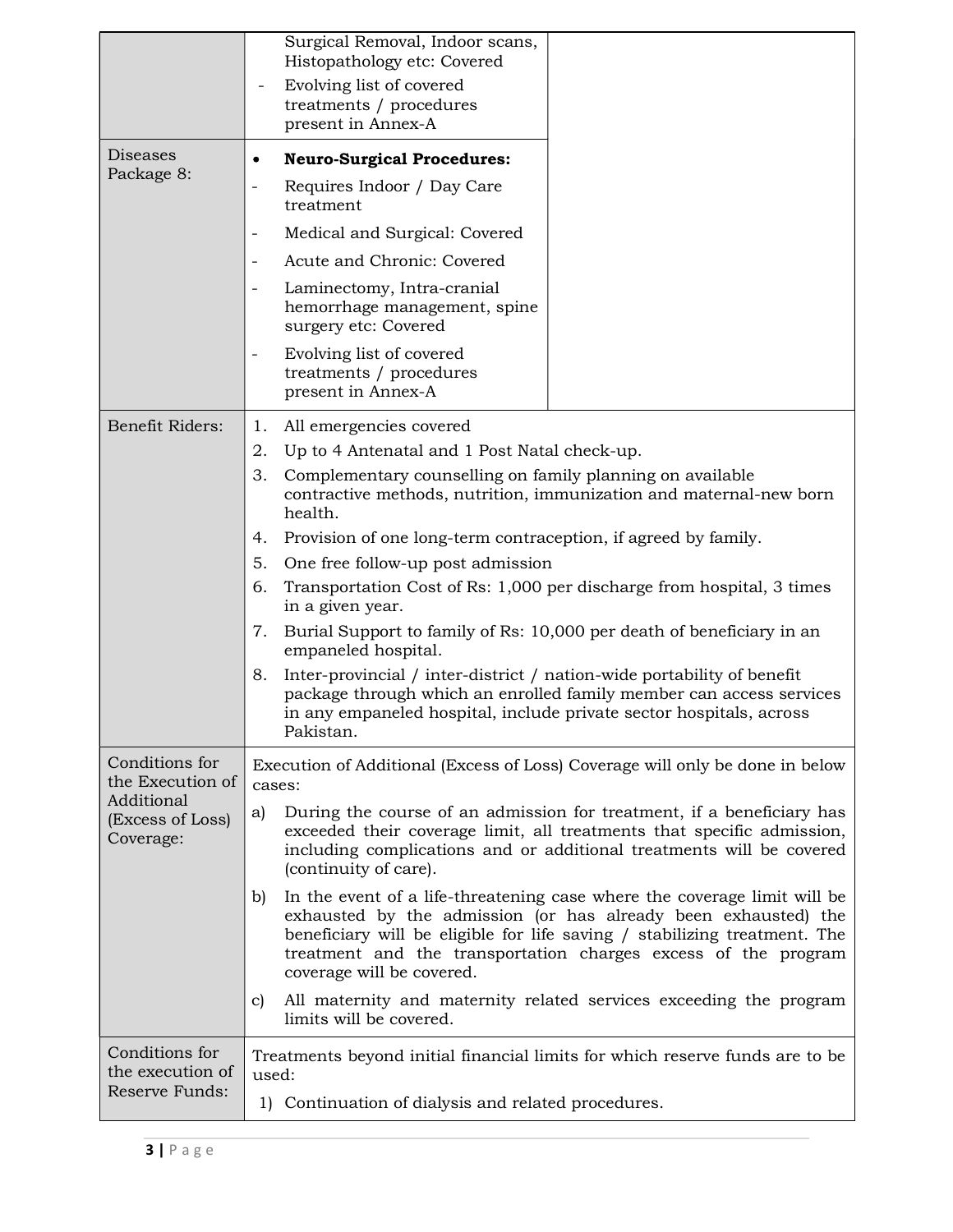| | | |
|---|---|---|
| | Surgical Removal, Indoor scans, Histopathology etc: Covered<br>- Evolving list of covered treatments / procedures present in Annex-A | |
| Diseases Package 8: | • **Neuro-Surgical Procedures:**<br>- Requires Indoor / Day Care treatment<br>- Medical and Surgical: Covered<br>- Acute and Chronic: Covered<br>- Laminectomy, Intra-cranial hemorrhage management, spine surgery etc: Covered<br>- Evolving list of covered treatments / procedures present in Annex-A | |
| Benefit Riders: | 1. All emergencies covered<br>2. Up to 4 Antenatal and 1 Post Natal check-up.<br>3. Complementary counselling on family planning on available contractive methods, nutrition, immunization and maternal-new born health.<br>4. Provision of one long-term contraception, if agreed by family.<br>5. One free follow-up post admission<br>6. Transportation Cost of Rs: 1,000 per discharge from hospital, 3 times in a given year.<br>7. Burial Support to family of Rs: 10,000 per death of beneficiary in an empaneled hospital.<br>8. Inter-provincial / inter-district / nation-wide portability of benefit package through which an enrolled family member can access services in any empaneled hospital, include private sector hospitals, across Pakistan. | |
| Conditions for the Execution of Additional (Excess of Loss) Coverage: | Execution of Additional (Excess of Loss) Coverage will only be done in below cases:<br>a) During the course of an admission for treatment, if a beneficiary has exceeded their coverage limit, all treatments that specific admission, including complications and or additional treatments will be covered (continuity of care).<br>b) In the event of a life-threatening case where the coverage limit will be exhausted by the admission (or has already been exhausted) the beneficiary will be eligible for life saving / stabilizing treatment. The treatment and the transportation charges excess of the program coverage will be covered.<br>c) All maternity and maternity related services exceeding the program limits will be covered. | |
| Conditions for the execution of Reserve Funds: | Treatments beyond initial financial limits for which reserve funds are to be used:<br>1) Continuation of dialysis and related procedures. | |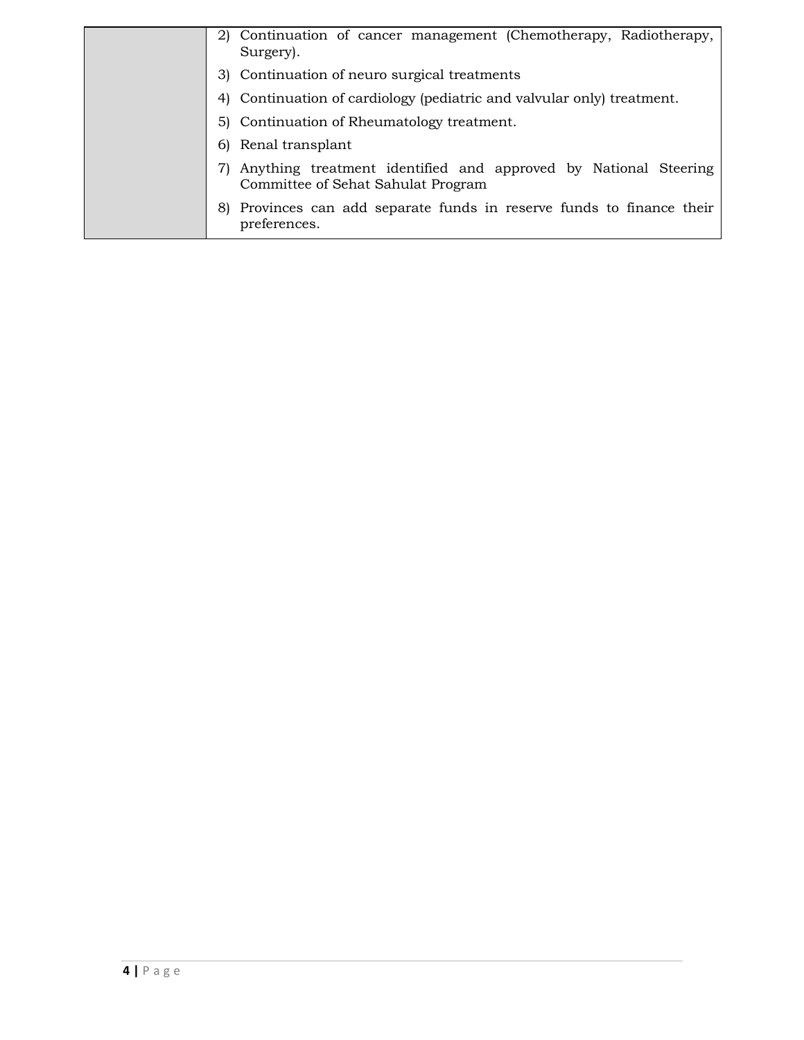| | |
|---|---|
| | 2) Continuation of cancer management (Chemotherapy, Radiotherapy, Surgery).<br>3) Continuation of neuro surgical treatments<br>4) Continuation of cardiology (pediatric and valvular only) treatment.<br>5) Continuation of Rheumatology treatment.<br>6) Renal transplant<br>7) Anything treatment identified and approved by National Steering Committee of Sehat Sahulat Program<br>8) Provinces can add separate funds in reserve funds to finance their preferences. |